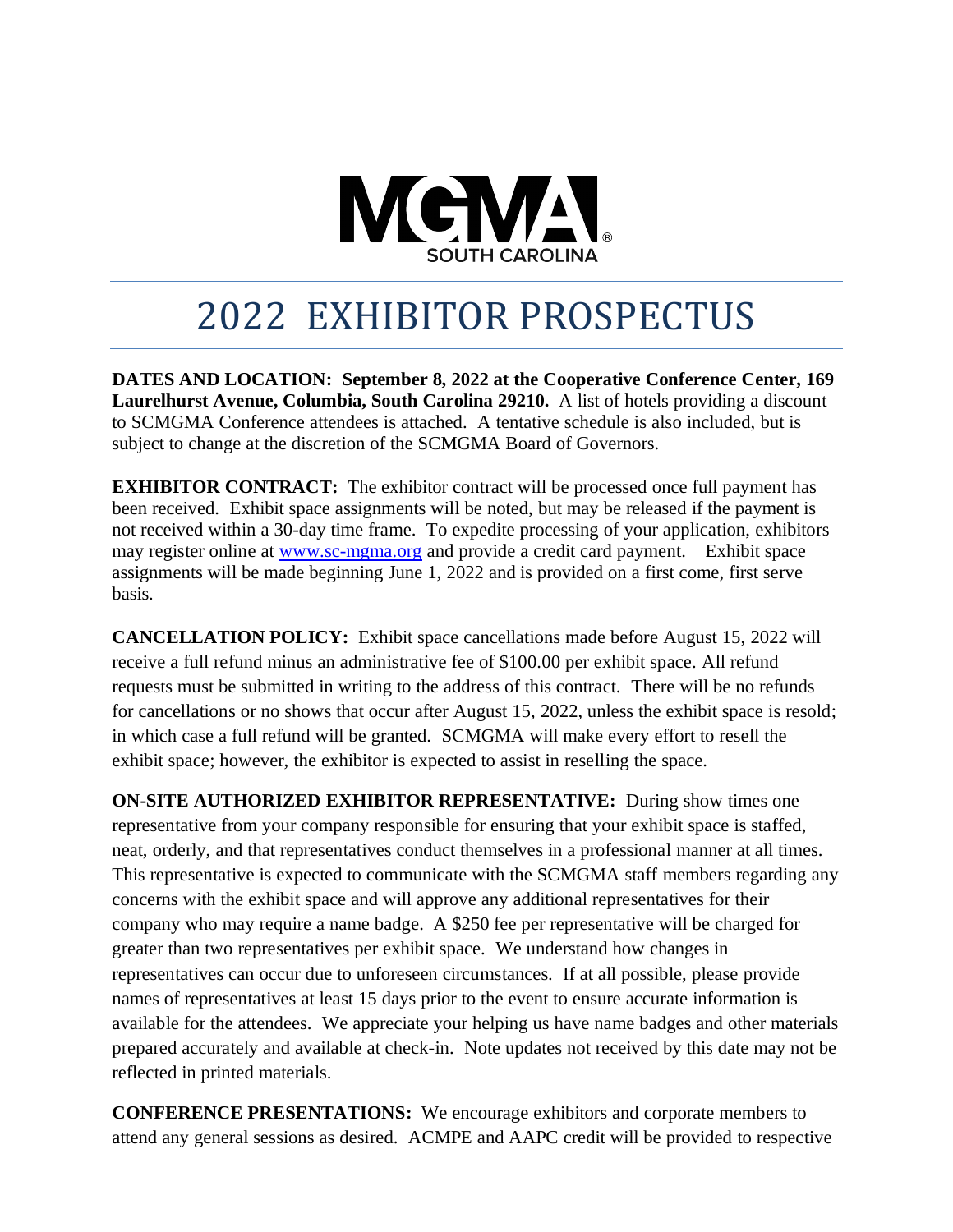MGMA SOUTH CAROLINA

# 2022 EXHIBITOR PROSPECTUS

**DATES AND LOCATION: September 8, 2022 at the Cooperative Conference Center, 169 Laurelhurst Avenue, Columbia, South Carolina 29210.** A list of hotels providing a discount to SCMGMA Conference attendees is attached. A tentative schedule is also included, but is subject to change at the discretion of the SCMGMA Board of Governors.

**EXHIBITOR CONTRACT:** The exhibitor contract will be processed once full payment has been received. Exhibit space assignments will be noted, but may be released if the payment is not received within a 30-day time frame. To expedite processing of your application, exhibitors may register online at [www.sc-mgma.org](http://www.sc-mgma.org) and provide a credit card payment. Exhibit space assignments will be made beginning June 1, 2022 and is provided on a first come, first serve basis.

**CANCELLATION POLICY:** Exhibit space cancellations made before August 15, 2022 will receive a full refund minus an administrative fee of $100.00 per exhibit space. All refund requests must be submitted in writing to the address of this contract. There will be no refunds for cancellations or no shows that occur after August 15, 2022, unless the exhibit space is resold; in which case a full refund will be granted. SCMGMA will make every effort to resell the exhibit space; however, the exhibitor is expected to assist in reselling the space.

**ON-SITE AUTHORIZED EXHIBITOR REPRESENTATIVE:** During show times one representative from your company responsible for ensuring that your exhibit space is staffed, neat, orderly, and that representatives conduct themselves in a professional manner at all times. This representative is expected to communicate with the SCMGMA staff members regarding any concerns with the exhibit space and will approve any additional representatives for their company who may require a name badge. A $250 fee per representative will be charged for greater than two representatives per exhibit space. We understand how changes in representatives can occur due to unforeseen circumstances. If at all possible, please provide names of representatives at least 15 days prior to the event to ensure accurate information is available for the attendees. We appreciate your helping us have name badges and other materials prepared accurately and available at check-in. Note updates not received by this date may not be reflected in printed materials.

**CONFERENCE PRESENTATIONS:** We encourage exhibitors and corporate members to attend any general sessions as desired. ACMPE and AAPC credit will be provided to respective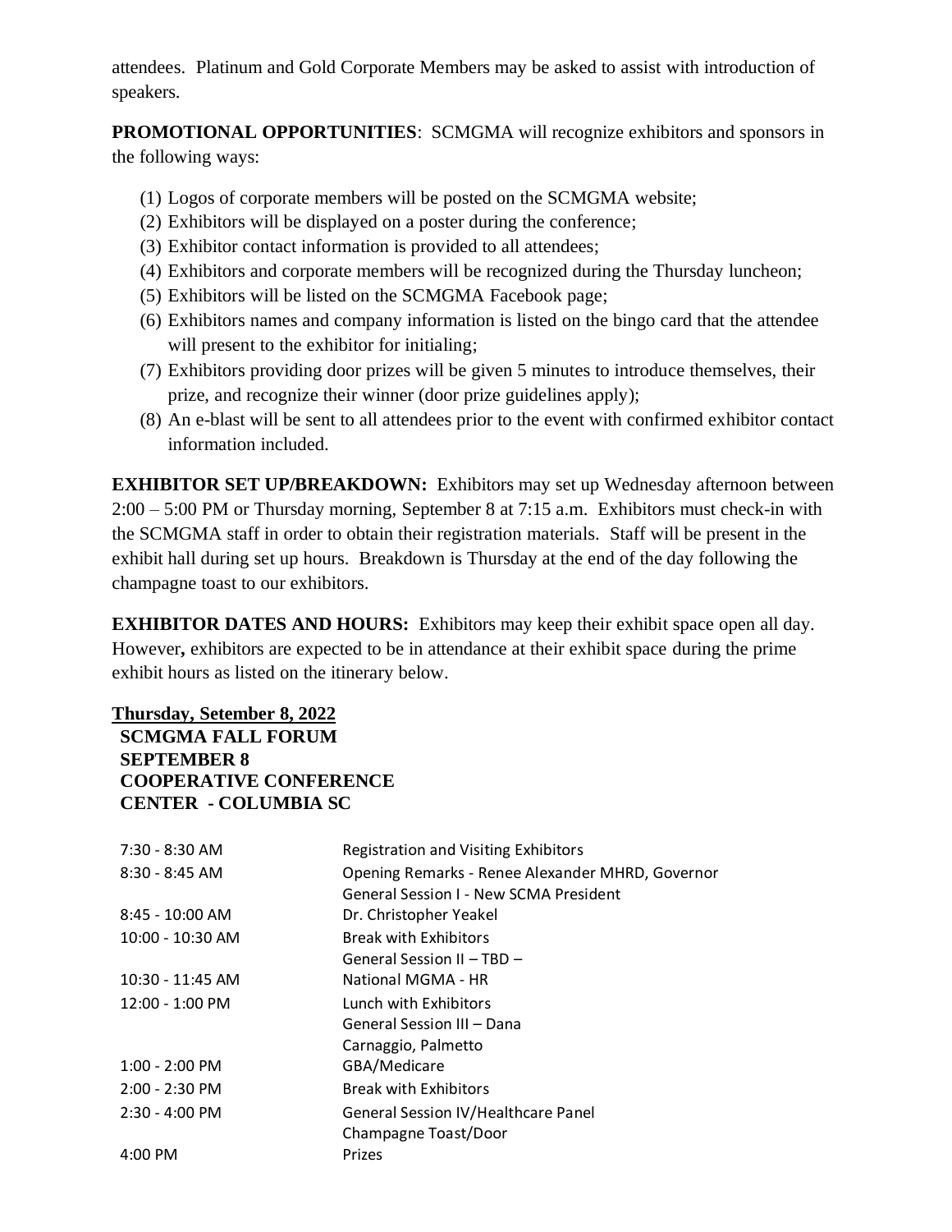attendees. Platinum and Gold Corporate Members may be asked to assist with introduction of speakers.

**PROMOTIONAL OPPORTUNITIES**: SCMGMA will recognize exhibitors and sponsors in the following ways:

(1) Logos of corporate members will be posted on the SCMGMA website;
(2) Exhibitors will be displayed on a poster during the conference;
(3) Exhibitor contact information is provided to all attendees;
(4) Exhibitors and corporate members will be recognized during the Thursday luncheon;
(5) Exhibitors will be listed on the SCMGMA Facebook page;
(6) Exhibitors names and company information is listed on the bingo card that the attendee will present to the exhibitor for initialing;
(7) Exhibitors providing door prizes will be given 5 minutes to introduce themselves, their prize, and recognize their winner (door prize guidelines apply);
(8) An e-blast will be sent to all attendees prior to the event with confirmed exhibitor contact information included.

**EXHIBITOR SET UP/BREAKDOWN:** Exhibitors may set up Wednesday afternoon between 2:00 – 5:00 PM or Thursday morning, September 8 at 7:15 a.m. Exhibitors must check-in with the SCMGMA staff in order to obtain their registration materials. Staff will be present in the exhibit hall during set up hours. Breakdown is Thursday at the end of the day following the champagne toast to our exhibitors.

**EXHIBITOR DATES AND HOURS:** Exhibitors may keep their exhibit space open all day. However**,** exhibitors are expected to be in attendance at their exhibit space during the prime exhibit hours as listed on the itinerary below.

**Thursday, Setember 8, 2022**

**SCMGMA FALL FORUM
SEPTEMBER 8
COOPERATIVE CONFERENCE
CENTER - COLUMBIA SC**

| | |
|---|---|
| 7:30 - 8:30 AM | Registration and Visiting Exhibitors |
| 8:30 - 8:45 AM | Opening Remarks - Renee Alexander MHRD, Governor |
| 8:45 - 10:00 AM | General Session I - New SCMA President Dr. Christopher Yeakel |
| 10:00 - 10:30 AM | Break with Exhibitors |
| 10:30 - 11:45 AM | General Session II – TBD – National MGMA - HR |
| 12:00 - 1:00 PM | Lunch with Exhibitors |
| 1:00 - 2:00 PM | General Session III – Dana Carnaggio, Palmetto GBA/Medicare |
| 2:00 - 2:30 PM | Break with Exhibitors |
| 2:30 - 4:00 PM | General Session IV/Healthcare Panel |
| 4:00 PM | Champagne Toast/Door Prizes |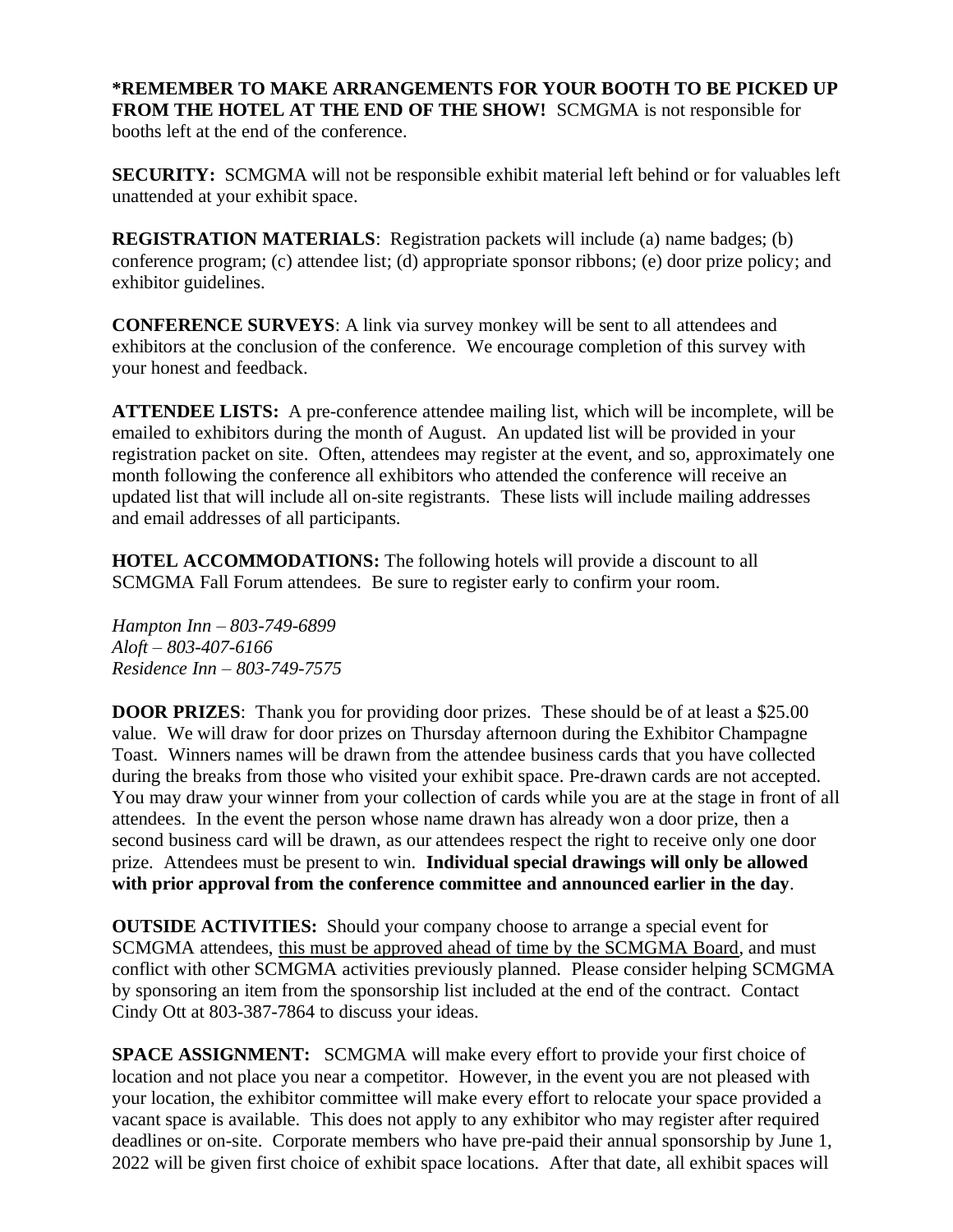**\*REMEMBER TO MAKE ARRANGEMENTS FOR YOUR BOOTH TO BE PICKED UP FROM THE HOTEL AT THE END OF THE SHOW!** SCMGMA is not responsible for booths left at the end of the conference.

**SECURITY:** SCMGMA will not be responsible exhibit material left behind or for valuables left unattended at your exhibit space.

**REGISTRATION MATERIALS**: Registration packets will include (a) name badges; (b) conference program; (c) attendee list; (d) appropriate sponsor ribbons; (e) door prize policy; and exhibitor guidelines.

**CONFERENCE SURVEYS**: A link via survey monkey will be sent to all attendees and exhibitors at the conclusion of the conference. We encourage completion of this survey with your honest and feedback.

**ATTENDEE LISTS:** A pre-conference attendee mailing list, which will be incomplete, will be emailed to exhibitors during the month of August. An updated list will be provided in your registration packet on site. Often, attendees may register at the event, and so, approximately one month following the conference all exhibitors who attended the conference will receive an updated list that will include all on-site registrants. These lists will include mailing addresses and email addresses of all participants.

**HOTEL ACCOMMODATIONS:** The following hotels will provide a discount to all SCMGMA Fall Forum attendees. Be sure to register early to confirm your room.

*Hampton Inn – 803-749-6899*
*Aloft – 803-407-6166*
*Residence Inn – 803-749-7575*

**DOOR PRIZES**: Thank you for providing door prizes. These should be of at least a $25.00 value. We will draw for door prizes on Thursday afternoon during the Exhibitor Champagne Toast. Winners names will be drawn from the attendee business cards that you have collected during the breaks from those who visited your exhibit space. Pre-drawn cards are not accepted. You may draw your winner from your collection of cards while you are at the stage in front of all attendees. In the event the person whose name drawn has already won a door prize, then a second business card will be drawn, as our attendees respect the right to receive only one door prize. Attendees must be present to win. **Individual special drawings will only be allowed with prior approval from the conference committee and announced earlier in the day**.

**OUTSIDE ACTIVITIES:** Should your company choose to arrange a special event for SCMGMA attendees, <u>this must be approved ahead of time by the SCMGMA Board</u>, and must conflict with other SCMGMA activities previously planned. Please consider helping SCMGMA by sponsoring an item from the sponsorship list included at the end of the contract. Contact Cindy Ott at 803-387-7864 to discuss your ideas.

**SPACE ASSIGNMENT:** SCMGMA will make every effort to provide your first choice of location and not place you near a competitor. However, in the event you are not pleased with your location, the exhibitor committee will make every effort to relocate your space provided a vacant space is available. This does not apply to any exhibitor who may register after required deadlines or on-site. Corporate members who have pre-paid their annual sponsorship by June 1, 2022 will be given first choice of exhibit space locations. After that date, all exhibit spaces will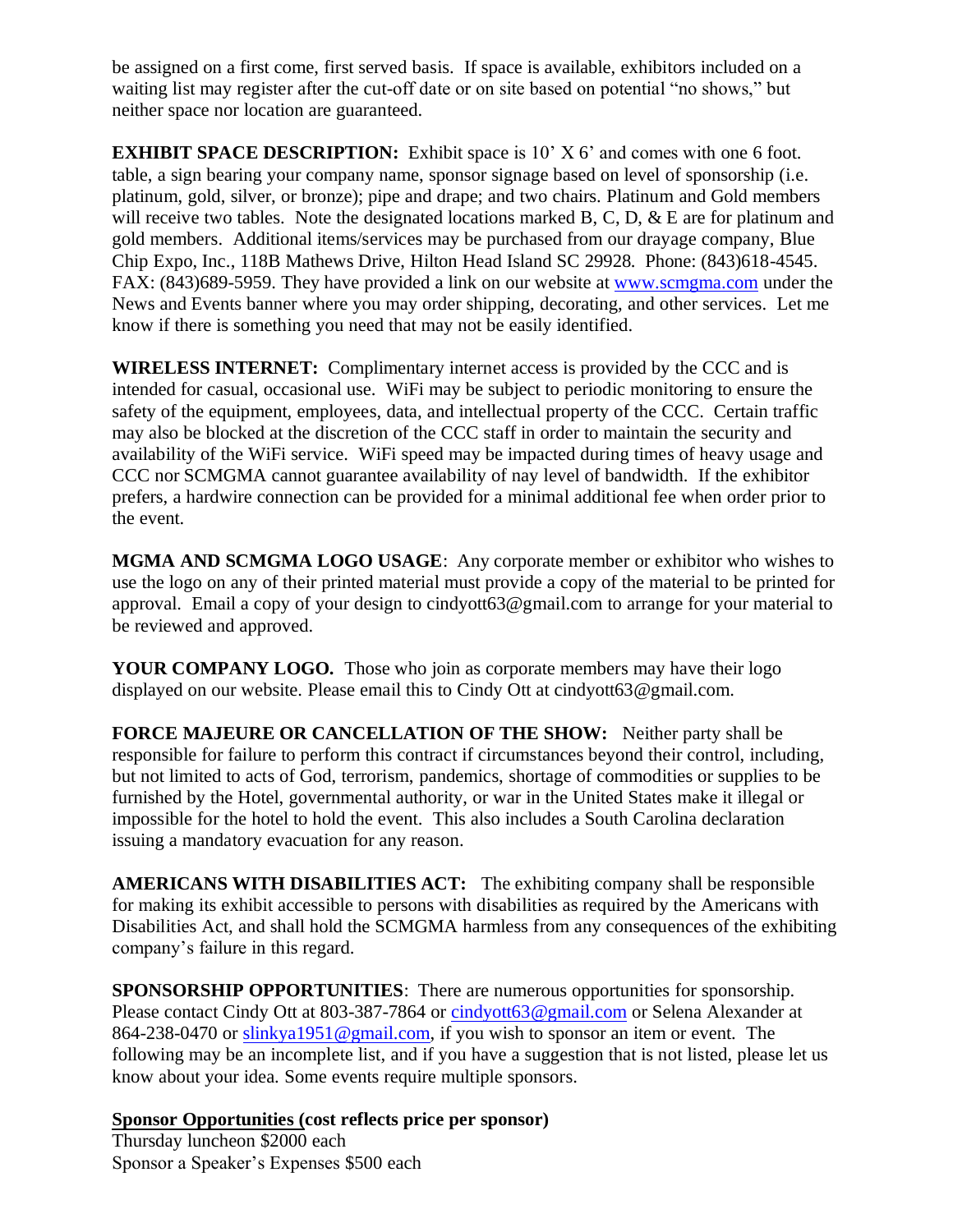be assigned on a first come, first served basis. If space is available, exhibitors included on a waiting list may register after the cut-off date or on site based on potential "no shows," but neither space nor location are guaranteed.

**EXHIBIT SPACE DESCRIPTION:** Exhibit space is 10' X 6' and comes with one 6 foot. table, a sign bearing your company name, sponsor signage based on level of sponsorship (i.e. platinum, gold, silver, or bronze); pipe and drape; and two chairs. Platinum and Gold members will receive two tables. Note the designated locations marked B, C, D, & E are for platinum and gold members. Additional items/services may be purchased from our drayage company, Blue Chip Expo, Inc., 118B Mathews Drive, Hilton Head Island SC 29928. Phone: (843)618-4545. FAX: (843)689-5959. They have provided a link on our website at www.scmgma.com under the News and Events banner where you may order shipping, decorating, and other services. Let me know if there is something you need that may not be easily identified.

**WIRELESS INTERNET:** Complimentary internet access is provided by the CCC and is intended for casual, occasional use. WiFi may be subject to periodic monitoring to ensure the safety of the equipment, employees, data, and intellectual property of the CCC. Certain traffic may also be blocked at the discretion of the CCC staff in order to maintain the security and availability of the WiFi service. WiFi speed may be impacted during times of heavy usage and CCC nor SCMGMA cannot guarantee availability of nay level of bandwidth. If the exhibitor prefers, a hardwire connection can be provided for a minimal additional fee when order prior to the event.

**MGMA AND SCMGMA LOGO USAGE**: Any corporate member or exhibitor who wishes to use the logo on any of their printed material must provide a copy of the material to be printed for approval. Email a copy of your design to cindyott63@gmail.com to arrange for your material to be reviewed and approved.

**YOUR COMPANY LOGO.** Those who join as corporate members may have their logo displayed on our website. Please email this to Cindy Ott at cindyott63@gmail.com.

**FORCE MAJEURE OR CANCELLATION OF THE SHOW:** Neither party shall be responsible for failure to perform this contract if circumstances beyond their control, including, but not limited to acts of God, terrorism, pandemics, shortage of commodities or supplies to be furnished by the Hotel, governmental authority, or war in the United States make it illegal or impossible for the hotel to hold the event. This also includes a South Carolina declaration issuing a mandatory evacuation for any reason.

**AMERICANS WITH DISABILITIES ACT:** The exhibiting company shall be responsible for making its exhibit accessible to persons with disabilities as required by the Americans with Disabilities Act, and shall hold the SCMGMA harmless from any consequences of the exhibiting company's failure in this regard.

**SPONSORSHIP OPPORTUNITIES**: There are numerous opportunities for sponsorship. Please contact Cindy Ott at 803-387-7864 or cindyott63@gmail.com or Selena Alexander at 864-238-0470 or slinkya1951@gmail.com, if you wish to sponsor an item or event. The following may be an incomplete list, and if you have a suggestion that is not listed, please let us know about your idea. Some events require multiple sponsors.

**Sponsor Opportunities (cost reflects price per sponsor)**

Thursday luncheon $2000 each
Sponsor a Speaker's Expenses $500 each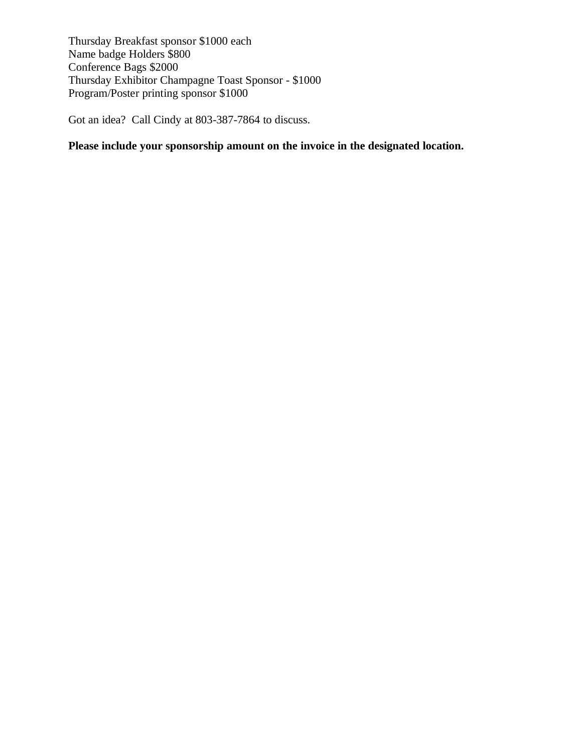Thursday Breakfast sponsor $1000 each
Name badge Holders $800
Conference Bags $2000
Thursday Exhibitor Champagne Toast Sponsor - $1000
Program/Poster printing sponsor $1000

Got an idea? Call Cindy at 803-387-7864 to discuss.

**Please include your sponsorship amount on the invoice in the designated location.**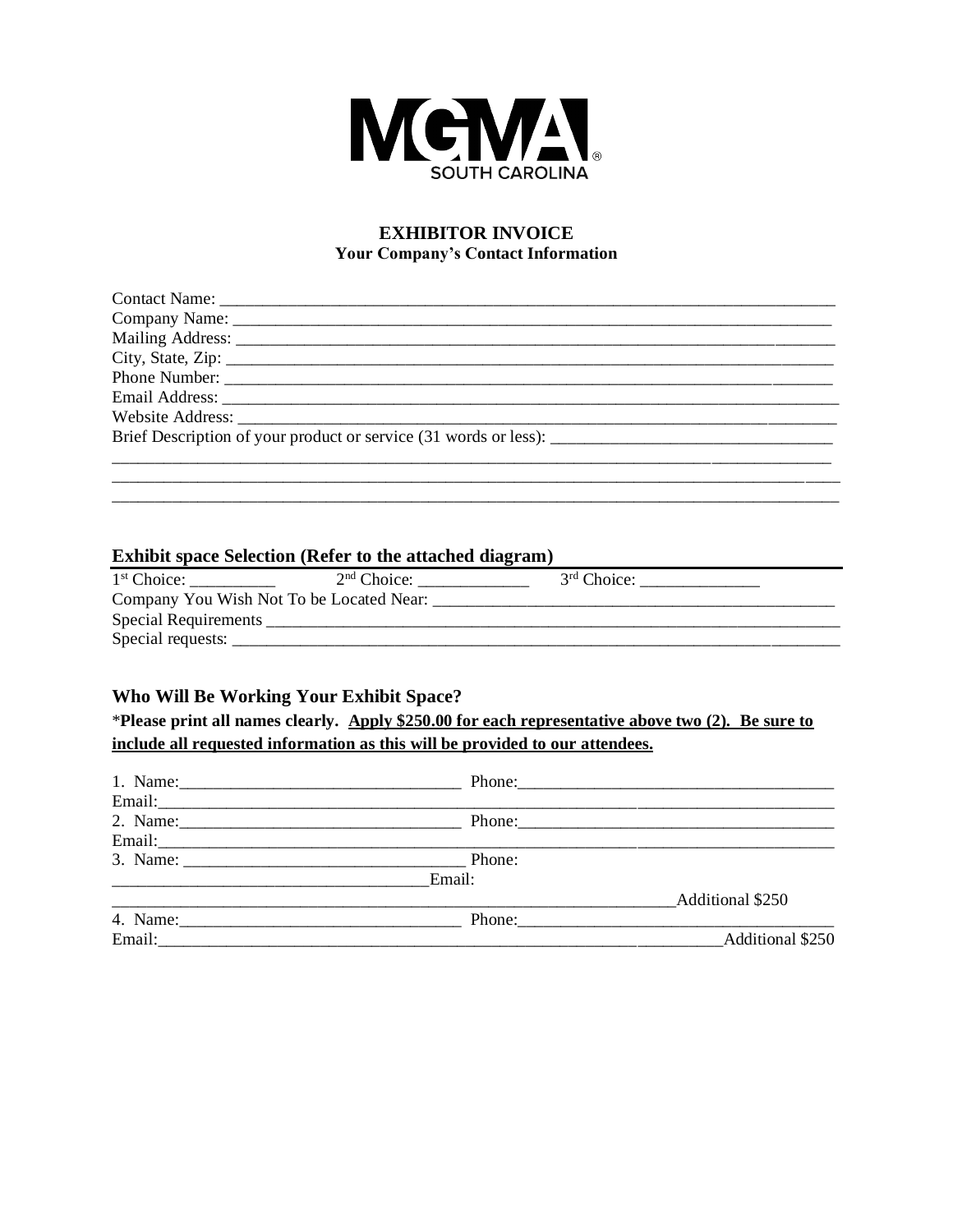MGMA SOUTH CAROLINA

## EXHIBITOR INVOICE

**Your Company's Contact Information**

Contact Name: ___________________________________________________________________________

Company Name: __________________________________________________________________________

Mailing Address: _________________________________________________________________________

City, State, Zip: __________________________________________________________________________

Phone Number: __________________________________________________________________________

Email Address: ___________________________________________________________________________

Website Address: _________________________________________________________________________

Brief Description of your product or service (31 words or less): _________________________________

___________________________________________________________________________________________

___________________________________________________________________________________________

___________________________________________________________________________________________

### Exhibit space Selection (Refer to the attached diagram)

1st Choice: __________ 2nd Choice: _____________ 3rd Choice: ______________

Company You Wish Not To be Located Near: ________________________________________________

Special Requirements _______________________________________________________________________

Special requests: ___________________________________________________________________________

### Who Will Be Working Your Exhibit Space?

*__Please print all names clearly. <u>Apply $250.00 for each representative above two (2). Be sure to include all requested information as this will be provided to our attendees.</u>__

1. Name:_________________________________ Phone:_____________________________________

Email:___________________________________________________________________________________

2. Name:_________________________________ Phone:_____________________________________

Email:___________________________________________________________________________________

3. Name: _________________________________ Phone:

_____________________________________Email:

_____________________________________________________________________Additional $250

4. Name:_________________________________ Phone:_____________________________________

Email:_____________________________________________________________________Additional $250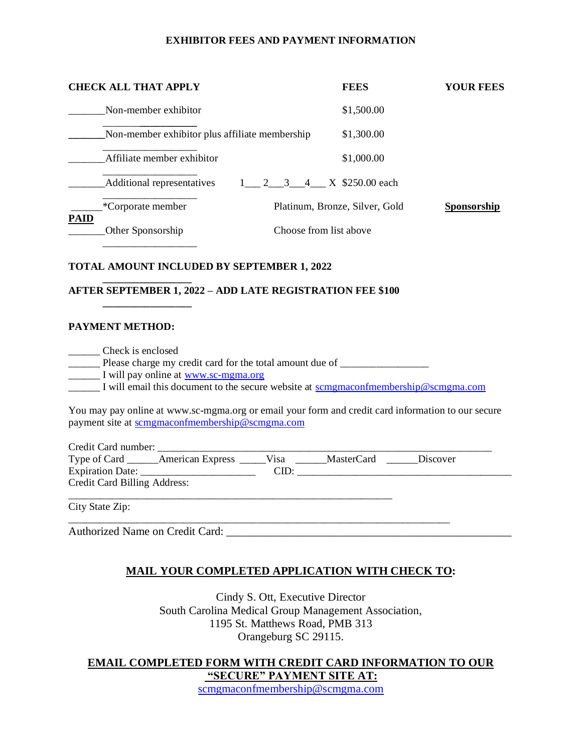**EXHIBITOR FEES AND PAYMENT INFORMATION**

| CHECK ALL THAT APPLY | | FEES | YOUR FEES |
|---|---|---|---|
| _______Non-member exhibitor | | $1,500.00 | __________________ |
| _______Non-member exhibitor plus affiliate membership | | $1,300.00 | __________________ |
| _______Affiliate member exhibitor | | $1,000.00 | __________________ |
| _______Additional representatives | 1___ 2___3___4___ X | $250.00 each | __________________ |
| ______*Corporate member | Platinum, Bronze, Silver, Gold | | **Sponsorship PAID** |
| _______Other Sponsorship | Choose from list above | | __________________ |

**TOTAL AMOUNT INCLUDED BY SEPTEMBER 1, 2022** _________________

**AFTER SEPTEMBER 1, 2022 – ADD LATE REGISTRATION FEE $100** _________________

**PAYMENT METHOD:**

______ Check is enclosed
______ Please charge my credit card for the total amount due of ________________
______ I will pay online at www.sc-mgma.org
______ I will email this document to the secure website at scmgmaconfmembership@scmgma.com

You may pay online at www.sc-mgma.org or email your form and credit card information to our secure payment site at scmgmaconfmembership@scmgma.com

Credit Card number: ____________________________________________________________
Type of Card ______American Express _____Visa ______MasterCard ______Discover
Expiration Date: _____________________ CID: ________________________________________
Credit Card Billing Address: ______________________________________________________________
City State Zip: _____________________________________________________________________
Authorized Name on Credit Card: ________________________________________________

**MAIL YOUR COMPLETED APPLICATION WITH CHECK TO:**

Cindy S. Ott, Executive Director
South Carolina Medical Group Management Association,
1195 St. Matthews Road, PMB 313
Orangeburg SC 29115.

**EMAIL COMPLETED FORM WITH CREDIT CARD INFORMATION TO OUR "SECURE" PAYMENT SITE AT:**
scmgmaconfmembership@scmgma.com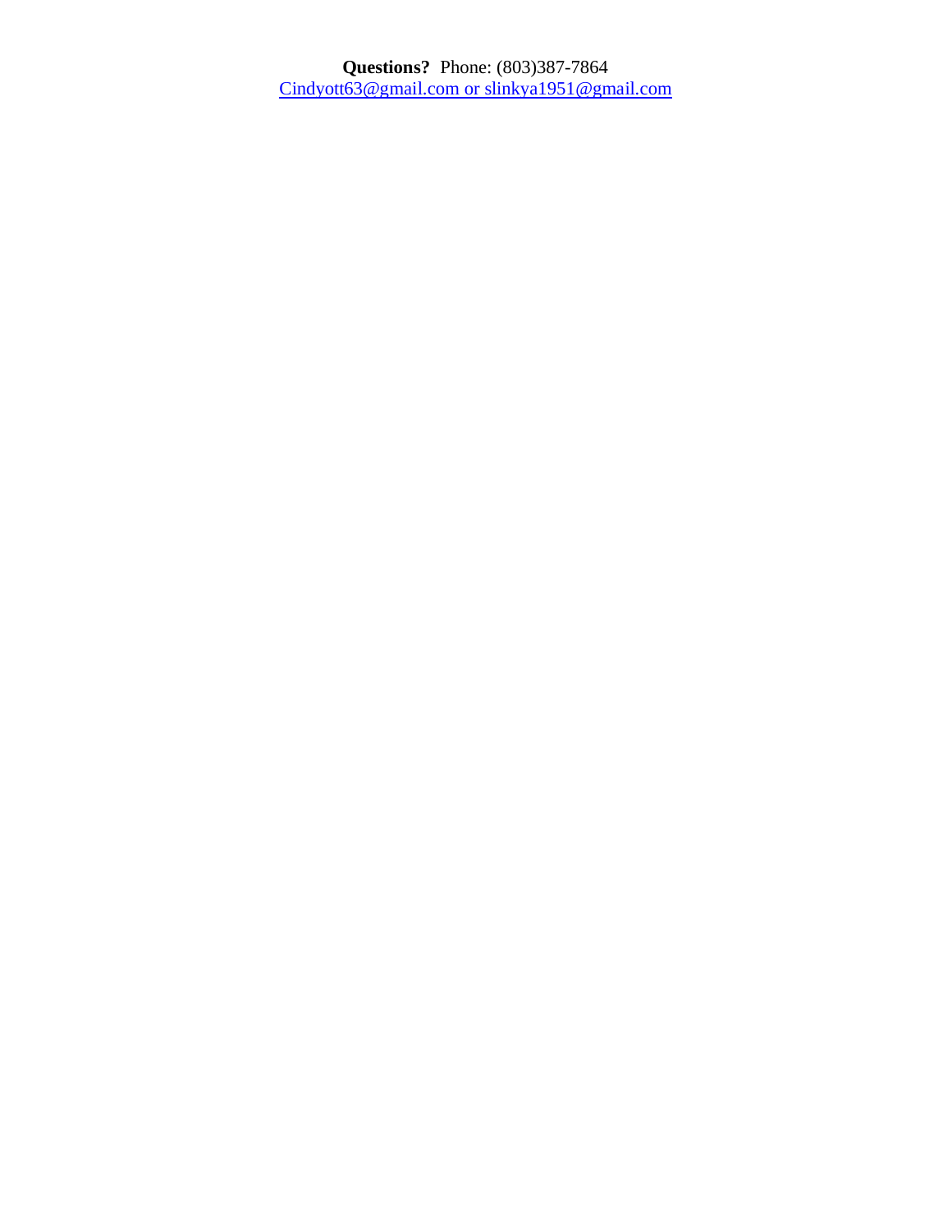**Questions?** Phone: (803)387-7864
Cindyott63@gmail.com or slinkya1951@gmail.com